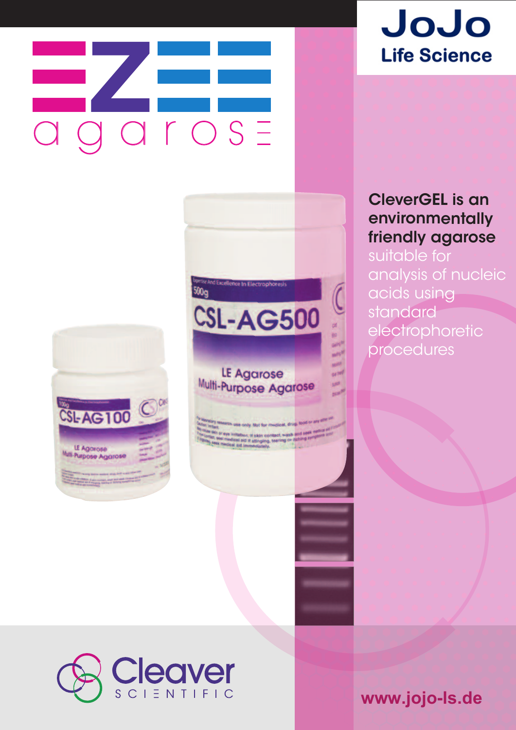# EZEE agarose

**JoJo Life Science**

**CleverGEL is an environmentally friendly agarose** suitable for analysis of nucleic acids using standard electrophoretic procedures

Cleaver SCIENTIFIC

www.jojo-ls.de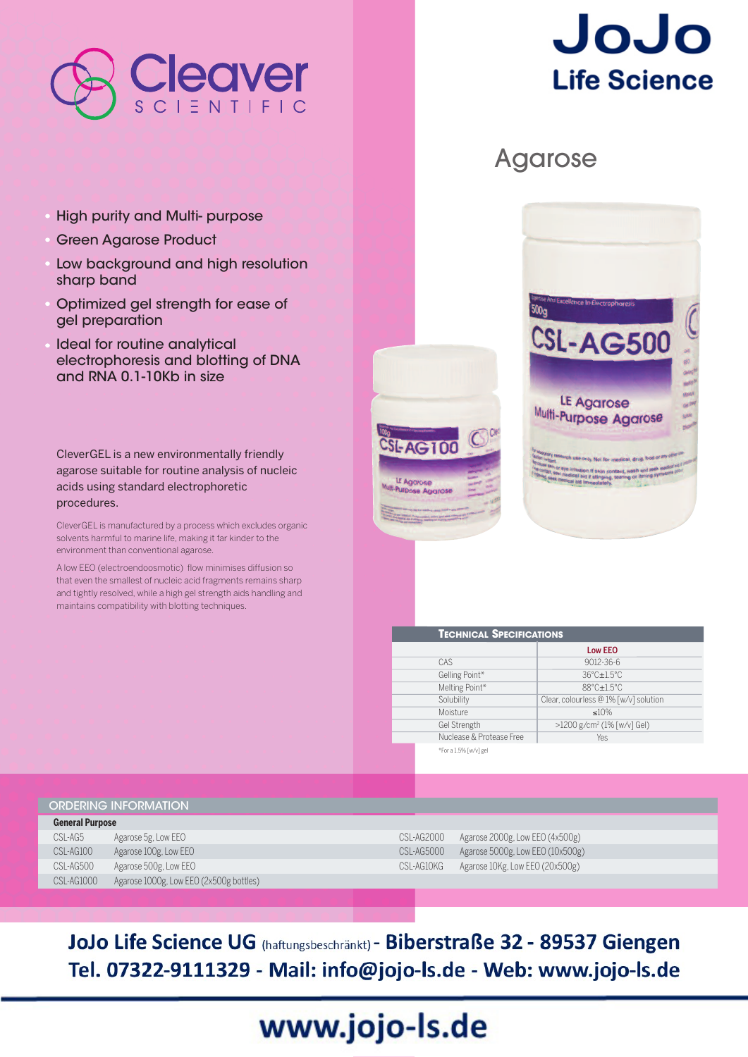Cleaver SCIENTIFIC

JoJo Life Science

# Agarose

- High purity and Multi- purpose
- Green Agarose Product
- Low background and high resolution sharp band
- Optimized gel strength for ease of gel preparation
- Ideal for routine analytical electrophoresis and blotting of DNA and RNA 0.1-10Kb in size

CleverGEL is a new environmentally friendly agarose suitable for routine analysis of nucleic acids using standard electrophoretic procedures.

CleverGEL is manufactured by a process which excludes organic solvents harmful to marine life, making it far kinder to the environment than conventional agarose.

A low EEO (electroendoosmotic) flow minimises diffusion so that even the smallest of nucleic acid fragments remains sharp and tightly resolved, while a high gel strength aids handling and maintains compatibility with blotting techniques.

## Technical Specifications

| | Low EEO |
|---|---|
| CAS | 9012-36-6 |
| Gelling Point* | 36°C±1.5°C |
| Melting Point* | 88°C±1.5°C |
| Solubility | Clear, colourless @ 1% [w/v] solution |
| Moisture | ≤10% |
| Gel Strength | >1200 g/cm² (1% [w/v] Gel) |
| Nuclease & Protease Free | Yes |

*For a 1.5% [w/v] gel

## Ordering Information

**General Purpose**

| | | | |
|---|---|---|---|
| CSL-AG5 | Agarose 5g, Low EEO | CSL-AG2000 | Agarose 2000g, Low EEO (4x500g) |
| CSL-AG100 | Agarose 100g, Low EEO | CSL-AG5000 | Agarose 5000g, Low EEO (10x500g) |
| CSL-AG500 | Agarose 500g, Low EEO | CSL-AG10KG | Agarose 10Kg, Low EEO (20x500g) |
| CSL-AG1000 | Agarose 1000g, Low EEO (2x500g bottles) | | |

**JoJo Life Science UG** (haftungsbeschränkt) **- Biberstraße 32 - 89537 Giengen**
**Tel. 07322-9111329 - Mail: info@jojo-ls.de - Web: www.jojo-ls.de**

**www.jojo-ls.de**